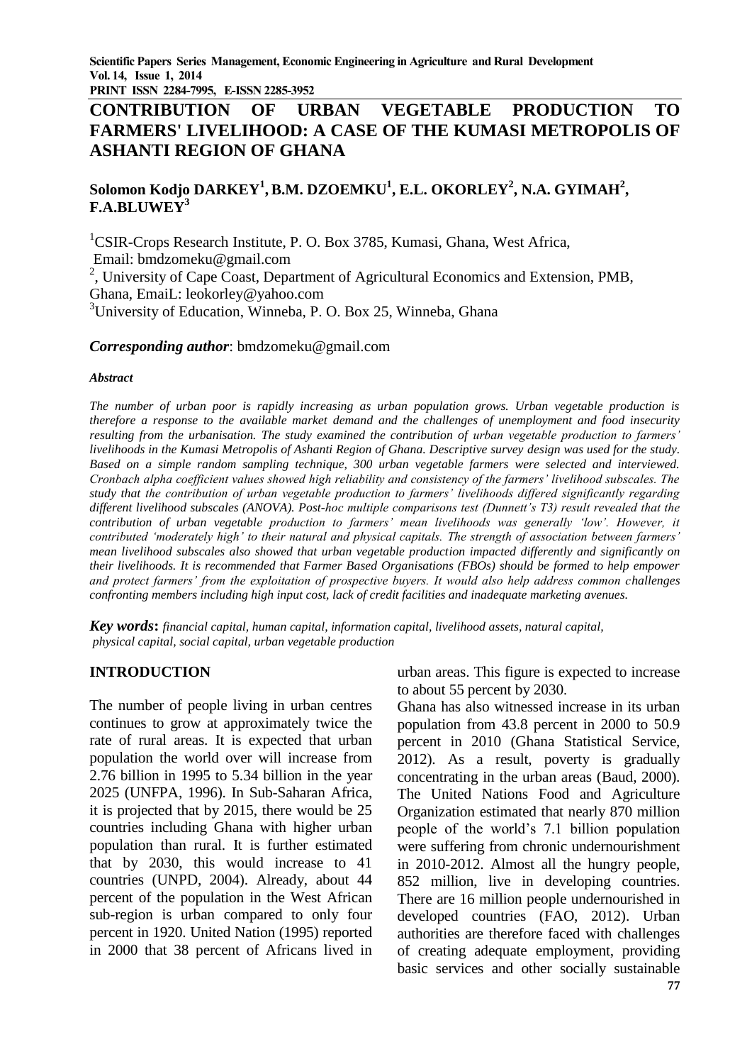# CONTRIBUTION OF URBAN VEGETABLE PRODUCTION TO FARMERS' LIVELIHOOD: A CASE OF THE KUMASI METROPOLIS OF ASHANTI REGION OF GHANA

**Solomon Kodjo DARKEY[1], B.M. DZOEMKU[1], E.L. OKORLEY[2], N.A. GYIMAH[2], F.A.BLUWEY[3]**

[1]CSIR-Crops Research Institute, P. O. Box 3785, Kumasi, Ghana, West Africa, Email: bmdzomeku@gmail.com

[2], University of Cape Coast, Department of Agricultural Economics and Extension, PMB, Ghana, EmaiL: leokorley@yahoo.com

[3]University of Education, Winneba, P. O. Box 25, Winneba, Ghana

***Corresponding author***: bmdzomeku@gmail.com

***Abstract***

*The number of urban poor is rapidly increasing as urban population grows. Urban vegetable production is therefore a response to the available market demand and the challenges of unemployment and food insecurity resulting from the urbanisation. The study examined the contribution of urban vegetable production to farmers' livelihoods in the Kumasi Metropolis of Ashanti Region of Ghana. Descriptive survey design was used for the study. Based on a simple random sampling technique, 300 urban vegetable farmers were selected and interviewed. Cronbach alpha coefficient values showed high reliability and consistency of the farmers' livelihood subscales. The study that the contribution of urban vegetable production to farmers' livelihoods differed significantly regarding different livelihood subscales (ANOVA). Post-hoc multiple comparisons test (Dunnett's T3) result revealed that the contribution of urban vegetable production to farmers' mean livelihoods was generally 'low'. However, it contributed 'moderately high' to their natural and physical capitals. The strength of association between farmers' mean livelihood subscales also showed that urban vegetable production impacted differently and significantly on their livelihoods. It is recommended that Farmer Based Organisations (FBOs) should be formed to help empower and protect farmers' from the exploitation of prospective buyers. It would also help address common challenges confronting members including high input cost, lack of credit facilities and inadequate marketing avenues.*

***Key words*****:** *financial capital, human capital, information capital, livelihood assets, natural capital, physical capital, social capital, urban vegetable production*

## INTRODUCTION

The number of people living in urban centres continues to grow at approximately twice the rate of rural areas. It is expected that urban population the world over will increase from 2.76 billion in 1995 to 5.34 billion in the year 2025 (UNFPA, 1996). In Sub-Saharan Africa, it is projected that by 2015, there would be 25 countries including Ghana with higher urban population than rural. It is further estimated that by 2030, this would increase to 41 countries (UNPD, 2004). Already, about 44 percent of the population in the West African sub-region is urban compared to only four percent in 1920. United Nation (1995) reported in 2000 that 38 percent of Africans lived in urban areas. This figure is expected to increase to about 55 percent by 2030.

Ghana has also witnessed increase in its urban population from 43.8 percent in 2000 to 50.9 percent in 2010 (Ghana Statistical Service, 2012). As a result, poverty is gradually concentrating in the urban areas (Baud, 2000). The United Nations Food and Agriculture Organization estimated that nearly 870 million people of the world's 7.1 billion population were suffering from chronic undernourishment in 2010-2012. Almost all the hungry people, 852 million, live in developing countries. There are 16 million people undernourished in developed countries (FAO, 2012). Urban authorities are therefore faced with challenges of creating adequate employment, providing basic services and other socially sustainable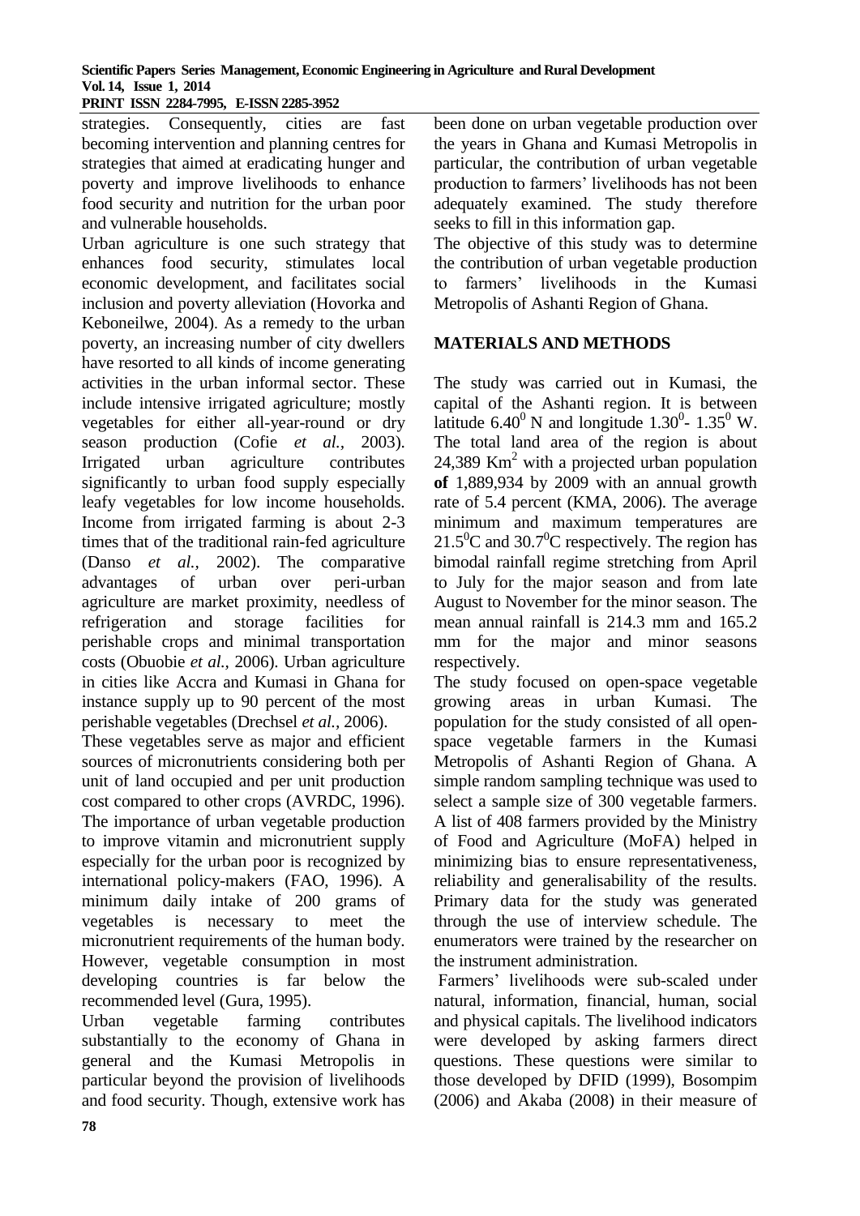strategies. Consequently, cities are fast becoming intervention and planning centres for strategies that aimed at eradicating hunger and poverty and improve livelihoods to enhance food security and nutrition for the urban poor and vulnerable households.

Urban agriculture is one such strategy that enhances food security, stimulates local economic development, and facilitates social inclusion and poverty alleviation (Hovorka and Keboneilwe, 2004). As a remedy to the urban poverty, an increasing number of city dwellers have resorted to all kinds of income generating activities in the urban informal sector. These include intensive irrigated agriculture; mostly vegetables for either all-year-round or dry season production (Cofie *et al.,* 2003). Irrigated urban agriculture contributes significantly to urban food supply especially leafy vegetables for low income households. Income from irrigated farming is about 2-3 times that of the traditional rain-fed agriculture (Danso *et al.,* 2002). The comparative advantages of urban over peri-urban agriculture are market proximity, needless of refrigeration and storage facilities for perishable crops and minimal transportation costs (Obuobie *et al.,* 2006). Urban agriculture in cities like Accra and Kumasi in Ghana for instance supply up to 90 percent of the most perishable vegetables (Drechsel *et al.,* 2006).

These vegetables serve as major and efficient sources of micronutrients considering both per unit of land occupied and per unit production cost compared to other crops (AVRDC, 1996). The importance of urban vegetable production to improve vitamin and micronutrient supply especially for the urban poor is recognized by international policy-makers (FAO, 1996). A minimum daily intake of 200 grams of vegetables is necessary to meet the micronutrient requirements of the human body. However, vegetable consumption in most developing countries is far below the recommended level (Gura, 1995).

Urban vegetable farming contributes substantially to the economy of Ghana in general and the Kumasi Metropolis in particular beyond the provision of livelihoods and food security. Though, extensive work has been done on urban vegetable production over the years in Ghana and Kumasi Metropolis in particular, the contribution of urban vegetable production to farmers' livelihoods has not been adequately examined. The study therefore seeks to fill in this information gap.

The objective of this study was to determine the contribution of urban vegetable production to farmers' livelihoods in the Kumasi Metropolis of Ashanti Region of Ghana.

## MATERIALS AND METHODS

The study was carried out in Kumasi, the capital of the Ashanti region. It is between latitude $6.40^0$ N and longitude $1.30^0$- $1.35^0$ W. The total land area of the region is about 24,389 $Km^2$ with a projected urban population **of** 1,889,934 by 2009 with an annual growth rate of 5.4 percent (KMA, 2006). The average minimum and maximum temperatures are $21.5^0$C and $30.7^0$C respectively. The region has bimodal rainfall regime stretching from April to July for the major season and from late August to November for the minor season. The mean annual rainfall is 214.3 mm and 165.2 mm for the major and minor seasons respectively.

The study focused on open-space vegetable growing areas in urban Kumasi. The population for the study consisted of all open-space vegetable farmers in the Kumasi Metropolis of Ashanti Region of Ghana. A simple random sampling technique was used to select a sample size of 300 vegetable farmers. A list of 408 farmers provided by the Ministry of Food and Agriculture (MoFA) helped in minimizing bias to ensure representativeness, reliability and generalisability of the results. Primary data for the study was generated through the use of interview schedule. The enumerators were trained by the researcher on the instrument administration.

Farmers' livelihoods were sub-scaled under natural, information, financial, human, social and physical capitals. The livelihood indicators were developed by asking farmers direct questions. These questions were similar to those developed by DFID (1999), Bosompim (2006) and Akaba (2008) in their measure of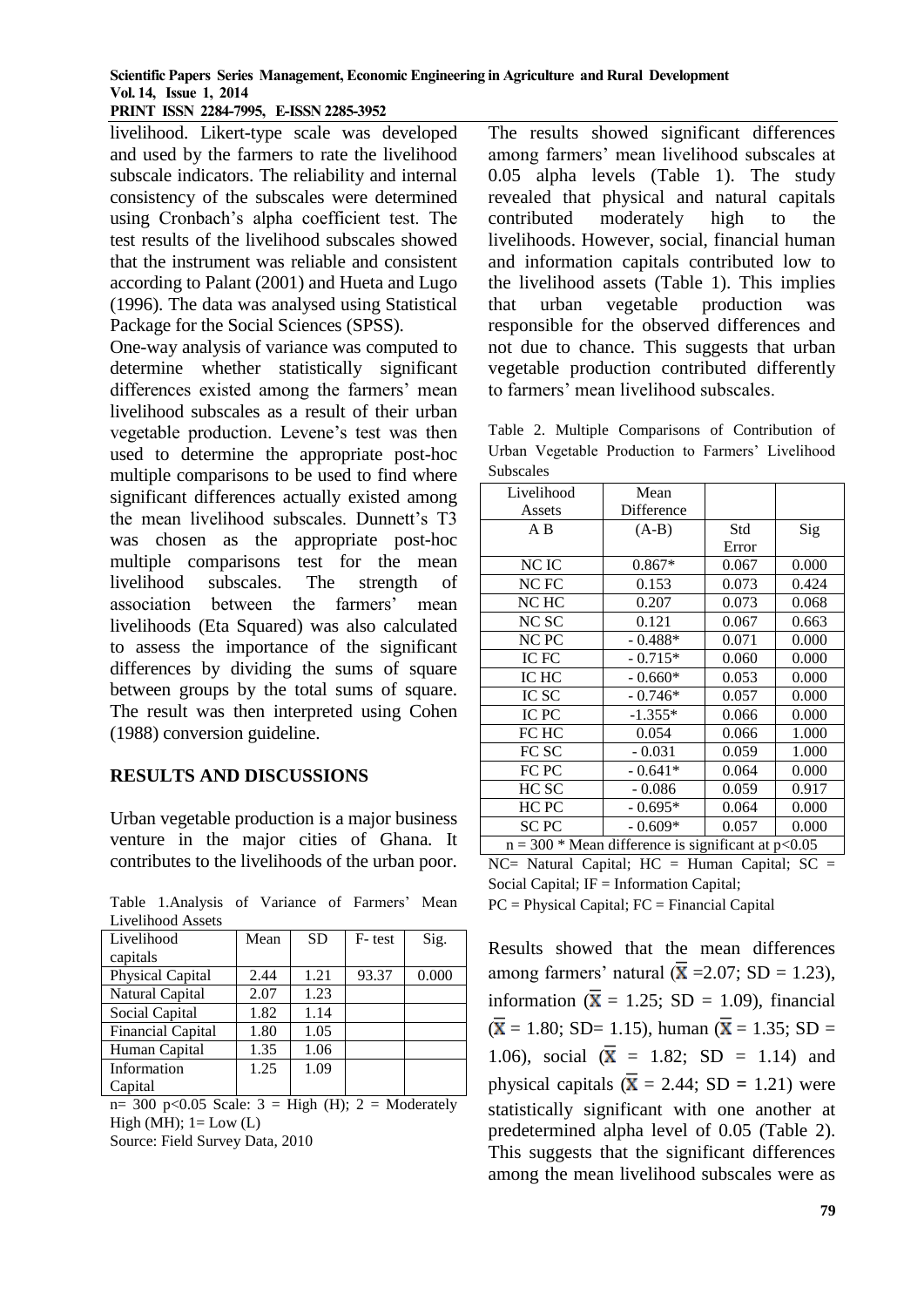livelihood. Likert-type scale was developed and used by the farmers to rate the livelihood subscale indicators. The reliability and internal consistency of the subscales were determined using Cronbach's alpha coefficient test. The test results of the livelihood subscales showed that the instrument was reliable and consistent according to Palant (2001) and Hueta and Lugo (1996). The data was analysed using Statistical Package for the Social Sciences (SPSS).

One-way analysis of variance was computed to determine whether statistically significant differences existed among the farmers' mean livelihood subscales as a result of their urban vegetable production. Levene's test was then used to determine the appropriate post-hoc multiple comparisons to be used to find where significant differences actually existed among the mean livelihood subscales. Dunnett's T3 was chosen as the appropriate post-hoc multiple comparisons test for the mean livelihood subscales. The strength of association between the farmers' mean livelihoods (Eta Squared) was also calculated to assess the importance of the significant differences by dividing the sums of square between groups by the total sums of square. The result was then interpreted using Cohen (1988) conversion guideline.

## RESULTS AND DISCUSSIONS

Urban vegetable production is a major business venture in the major cities of Ghana. It contributes to the livelihoods of the urban poor.

Table 1.Analysis of Variance of Farmers' Mean Livelihood Assets

| Livelihood capitals | Mean | SD | F- test | Sig. |
|---|---|---|---|---|
| Physical Capital | 2.44 | 1.21 | 93.37 | 0.000 |
| Natural Capital | 2.07 | 1.23 | | |
| Social Capital | 1.82 | 1.14 | | |
| Financial Capital | 1.80 | 1.05 | | |
| Human Capital | 1.35 | 1.06 | | |
| Information Capital | 1.25 | 1.09 | | |

n= 300 p<0.05 Scale: 3 = High (H); 2 = Moderately High (MH); 1= Low (L)

Source: Field Survey Data, 2010

The results showed significant differences among farmers' mean livelihood subscales at 0.05 alpha levels (Table 1). The study revealed that physical and natural capitals contributed moderately high to the livelihoods. However, social, financial human and information capitals contributed low to the livelihood assets (Table 1). This implies that urban vegetable production was responsible for the observed differences and not due to chance. This suggests that urban vegetable production contributed differently to farmers' mean livelihood subscales.

Table 2. Multiple Comparisons of Contribution of Urban Vegetable Production to Farmers' Livelihood Subscales

| Livelihood Assets | Mean Difference | | |
|---|---|---|---|
| A B | (A-B) | Std Error | Sig |
| NC IC | 0.867* | 0.067 | 0.000 |
| NC FC | 0.153 | 0.073 | 0.424 |
| NC HC | 0.207 | 0.073 | 0.068 |
| NC SC | 0.121 | 0.067 | 0.663 |
| NC PC | - 0.488* | 0.071 | 0.000 |
| IC FC | - 0.715* | 0.060 | 0.000 |
| IC HC | - 0.660* | 0.053 | 0.000 |
| IC SC | - 0.746* | 0.057 | 0.000 |
| IC PC | -1.355* | 0.066 | 0.000 |
| FC HC | 0.054 | 0.066 | 1.000 |
| FC SC | - 0.031 | 0.059 | 1.000 |
| FC PC | - 0.641* | 0.064 | 0.000 |
| HC SC | - 0.086 | 0.059 | 0.917 |
| HC PC | - 0.695* | 0.064 | 0.000 |
| SC PC | - 0.609* | 0.057 | 0.000 |

n = 300 * Mean difference is significant at p<0.05

NC= Natural Capital; HC = Human Capital; SC = Social Capital; IF = Information Capital; PC = Physical Capital; FC = Financial Capital

Results showed that the mean differences among farmers' natural ($\bar{X}$ =2.07; SD = 1.23), information ($\bar{X}$ = 1.25; SD = 1.09), financial ($\bar{X}$ = 1.80; SD= 1.15), human ($\bar{X}$ = 1.35; SD = 1.06), social ($\bar{X}$ = 1.82; SD = 1.14) and physical capitals ($\bar{X}$ = 2.44; SD = 1.21) were statistically significant with one another at predetermined alpha level of 0.05 (Table 2). This suggests that the significant differences among the mean livelihood subscales were as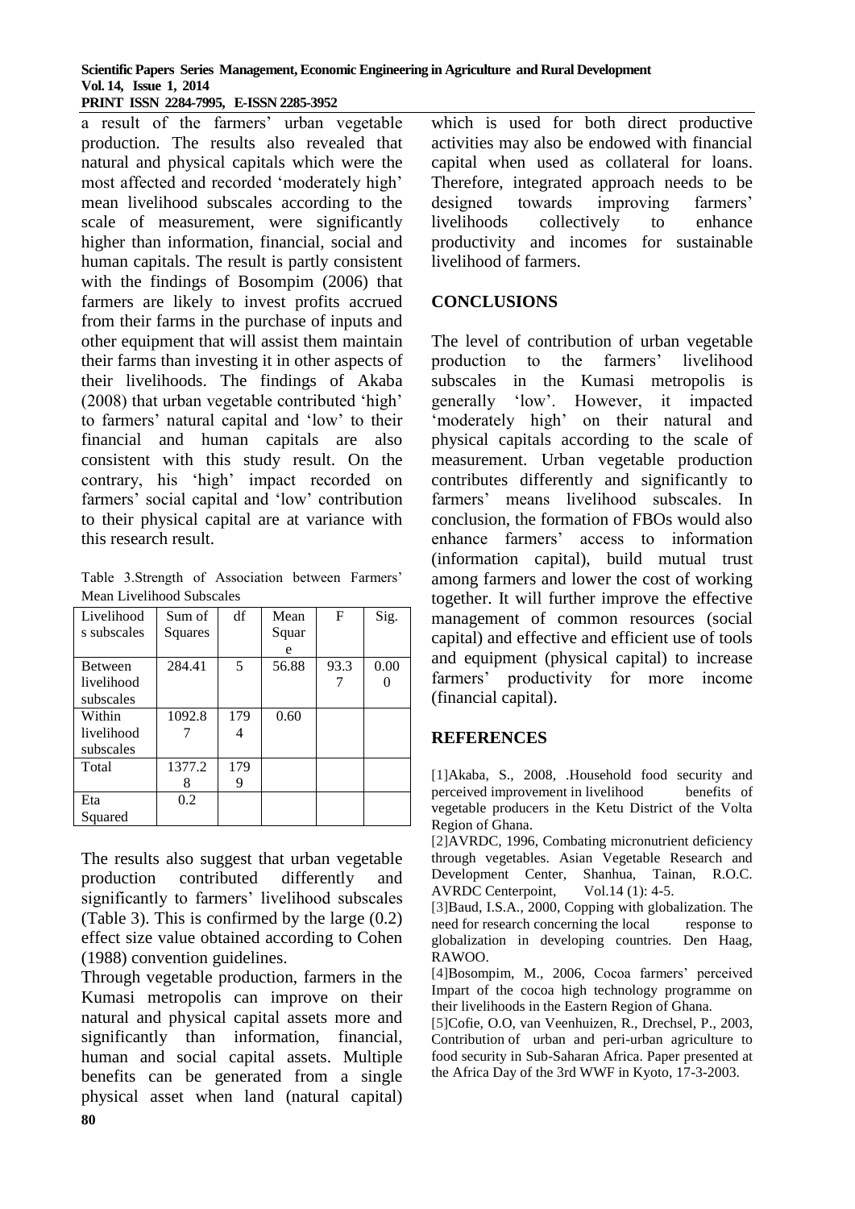a result of the farmers' urban vegetable production. The results also revealed that natural and physical capitals which were the most affected and recorded 'moderately high' mean livelihood subscales according to the scale of measurement, were significantly higher than information, financial, social and human capitals. The result is partly consistent with the findings of Bosompim (2006) that farmers are likely to invest profits accrued from their farms in the purchase of inputs and other equipment that will assist them maintain their farms than investing it in other aspects of their livelihoods. The findings of Akaba (2008) that urban vegetable contributed 'high' to farmers' natural capital and 'low' to their financial and human capitals are also consistent with this study result. On the contrary, his 'high' impact recorded on farmers' social capital and 'low' contribution to their physical capital are at variance with this research result.

Table 3.Strength of Association between Farmers' Mean Livelihood Subscales

| Livelihoods subscales | Sum of Squares | df | Mean Square | F | Sig. |
|---|---|---|---|---|---|
| Between livelihood subscales | 284.41 | 5 | 56.88 | 93.37 | 0.000 |
| Within livelihood subscales | 1092.87 | 1794 | 0.60 | | |
| Total | 1377.28 | 1799 | | | |
| Eta Squared | 0.2 | | | | |

The results also suggest that urban vegetable production contributed differently and significantly to farmers' livelihood subscales (Table 3). This is confirmed by the large (0.2) effect size value obtained according to Cohen (1988) convention guidelines.

Through vegetable production, farmers in the Kumasi metropolis can improve on their natural and physical capital assets more and significantly than information, financial, human and social capital assets. Multiple benefits can be generated from a single physical asset when land (natural capital) which is used for both direct productive activities may also be endowed with financial capital when used as collateral for loans. Therefore, integrated approach needs to be designed towards improving farmers' livelihoods collectively to enhance productivity and incomes for sustainable livelihood of farmers.

## CONCLUSIONS

The level of contribution of urban vegetable production to the farmers' livelihood subscales in the Kumasi metropolis is generally 'low'. However, it impacted 'moderately high' on their natural and physical capitals according to the scale of measurement. Urban vegetable production contributes differently and significantly to farmers' means livelihood subscales. In conclusion, the formation of FBOs would also enhance farmers' access to information (information capital), build mutual trust among farmers and lower the cost of working together. It will further improve the effective management of common resources (social capital) and effective and efficient use of tools and equipment (physical capital) to increase farmers' productivity for more income (financial capital).

## REFERENCES

[1]Akaba, S., 2008, .Household food security and perceived improvement in livelihood benefits of vegetable producers in the Ketu District of the Volta Region of Ghana.

[2]AVRDC, 1996, Combating micronutrient deficiency through vegetables. Asian Vegetable Research and Development Center, Shanhua, Tainan, R.O.C. AVRDC Centerpoint, Vol.14 (1): 4-5.

[3]Baud, I.S.A., 2000, Copping with globalization. The need for research concerning the local response to globalization in developing countries. Den Haag, RAWOO.

[4]Bosompim, M., 2006, Cocoa farmers' perceived Impart of the cocoa high technology programme on their livelihoods in the Eastern Region of Ghana.

[5]Cofie, O.O, van Veenhuizen, R., Drechsel, P., 2003, Contribution of urban and peri-urban agriculture to food security in Sub-Saharan Africa. Paper presented at the Africa Day of the 3rd WWF in Kyoto, 17-3-2003.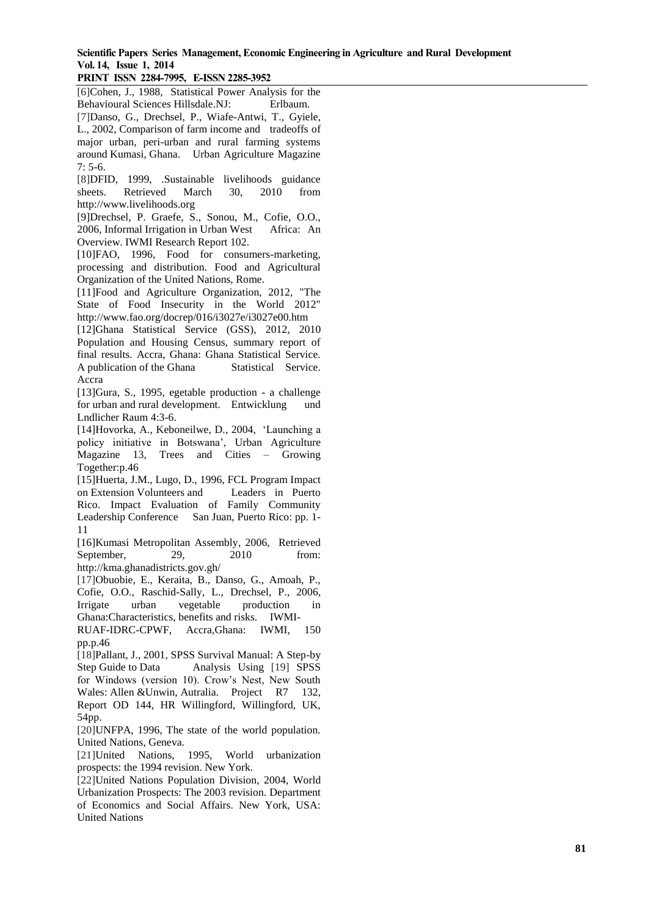[6]Cohen, J., 1988, Statistical Power Analysis for the Behavioural Sciences Hillsdale.NJ: Erlbaum.

[7]Danso, G., Drechsel, P., Wiafe-Antwi, T., Gyiele, L., 2002, Comparison of farm income and tradeoffs of major urban, peri-urban and rural farming systems around Kumasi, Ghana. Urban Agriculture Magazine 7: 5-6.

[8]DFID, 1999, .Sustainable livelihoods guidance sheets. Retrieved March 30, 2010 from http://www.livelihoods.org

[9]Drechsel, P. Graefe, S., Sonou, M., Cofie, O.O., 2006, Informal Irrigation in Urban West Africa: An Overview. IWMI Research Report 102.

[10]FAO, 1996, Food for consumers-marketing, processing and distribution. Food and Agricultural Organization of the United Nations, Rome.

[11]Food and Agriculture Organization, 2012, "The State of Food Insecurity in the World 2012" http://www.fao.org/docrep/016/i3027e/i3027e00.htm

[12]Ghana Statistical Service (GSS), 2012, 2010 Population and Housing Census, summary report of final results. Accra, Ghana: Ghana Statistical Service. A publication of the Ghana Statistical Service. Accra

[13]Gura, S., 1995, egetable production - a challenge for urban and rural development. Entwicklung und Lndlicher Raum 4:3-6.

[14]Hovorka, A., Keboneilwe, D., 2004, 'Launching a policy initiative in Botswana', Urban Agriculture Magazine 13, Trees and Cities – Growing Together:p.46

[15]Huerta, J.M., Lugo, D., 1996, FCL Program Impact on Extension Volunteers and Leaders in Puerto Rico. Impact Evaluation of Family Community Leadership Conference San Juan, Puerto Rico: pp. 1-11

[16]Kumasi Metropolitan Assembly, 2006, Retrieved September, 29, 2010 from: http://kma.ghanadistricts.gov.gh/

[17]Obuobie, E., Keraita, B., Danso, G., Amoah, P., Cofie, O.O., Raschid-Sally, L., Drechsel, P., 2006, Irrigate urban vegetable production in Ghana:Characteristics, benefits and risks. IWMI-RUAF-IDRC-CPWF, Accra,Ghana: IWMI, 150 pp.p.46

[18]Pallant, J., 2001, SPSS Survival Manual: A Step-by Step Guide to Data Analysis Using [19] SPSS for Windows (version 10). Crow's Nest, New South Wales: Allen &Unwin, Autralia. Project R7 132, Report OD 144, HR Willingford, Willingford, UK, 54pp.

[20]UNFPA, 1996, The state of the world population. United Nations, Geneva.

[21]United Nations, 1995, World urbanization prospects: the 1994 revision. New York.

[22]United Nations Population Division, 2004, World Urbanization Prospects: The 2003 revision. Department of Economics and Social Affairs. New York, USA: United Nations